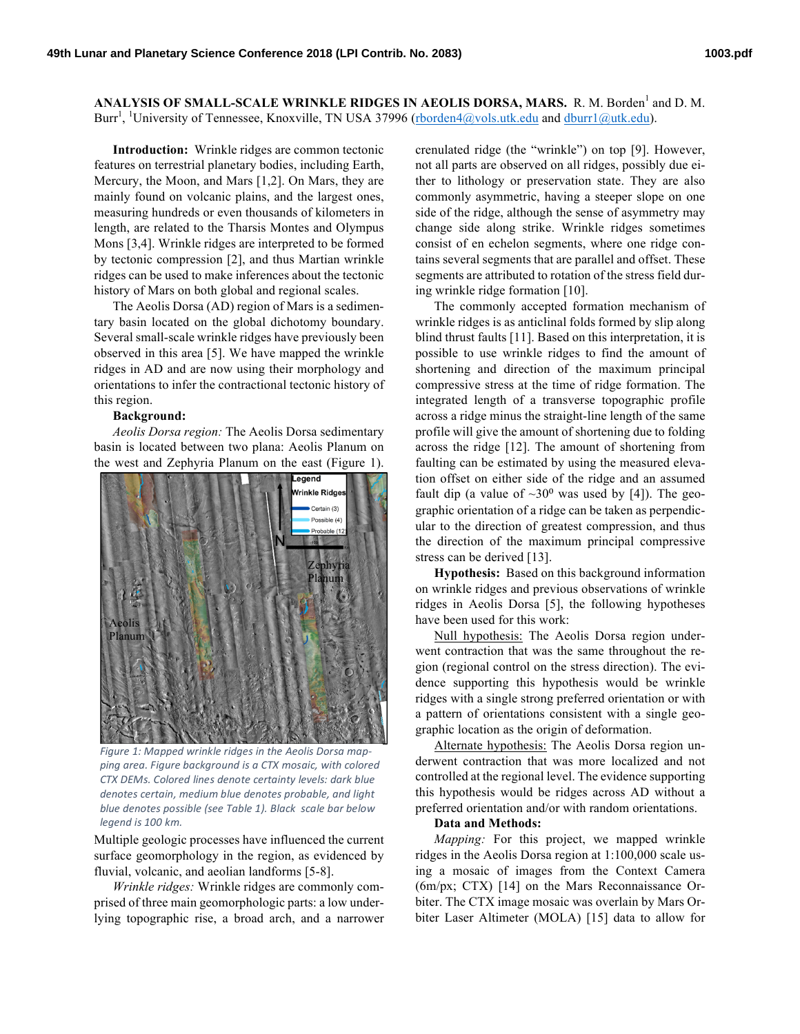**ANALYSIS OF SMALL-SCALE WRINKLE RIDGES IN AEOLIS DORSA, MARS.** R. M. Borden[1] and D. M. Burr[1], [1]University of Tennessee, Knoxville, TN USA 37996 (rborden4@vols.utk.edu and dburr1@utk.edu).

**Introduction:** Wrinkle ridges are common tectonic features on terrestrial planetary bodies, including Earth, Mercury, the Moon, and Mars [1,2]. On Mars, they are mainly found on volcanic plains, and the largest ones, measuring hundreds or even thousands of kilometers in length, are related to the Tharsis Montes and Olympus Mons [3,4]. Wrinkle ridges are interpreted to be formed by tectonic compression [2], and thus Martian wrinkle ridges can be used to make inferences about the tectonic history of Mars on both global and regional scales.

The Aeolis Dorsa (AD) region of Mars is a sedimentary basin located on the global dichotomy boundary. Several small-scale wrinkle ridges have previously been observed in this area [5]. We have mapped the wrinkle ridges in AD and are now using their morphology and orientations to infer the contractional tectonic history of this region.

**Background:**

*Aeolis Dorsa region:* The Aeolis Dorsa sedimentary basin is located between two plana: Aeolis Planum on the west and Zephyria Planum on the east (Figure 1).

*Figure 1: Mapped wrinkle ridges in the Aeolis Dorsa mapping area. Figure background is a CTX mosaic, with colored CTX DEMs. Colored lines denote certainty levels: dark blue denotes certain, medium blue denotes probable, and light blue denotes possible (see Table 1). Black scale bar below legend is 100 km.*

Multiple geologic processes have influenced the current surface geomorphology in the region, as evidenced by fluvial, volcanic, and aeolian landforms [5-8].

*Wrinkle ridges:* Wrinkle ridges are commonly comprised of three main geomorphologic parts: a low underlying topographic rise, a broad arch, and a narrower crenulated ridge (the "wrinkle") on top [9]. However, not all parts are observed on all ridges, possibly due either to lithology or preservation state. They are also commonly asymmetric, having a steeper slope on one side of the ridge, although the sense of asymmetry may change side along strike. Wrinkle ridges sometimes consist of en echelon segments, where one ridge contains several segments that are parallel and offset. These segments are attributed to rotation of the stress field during wrinkle ridge formation [10].

The commonly accepted formation mechanism of wrinkle ridges is as anticlinal folds formed by slip along blind thrust faults [11]. Based on this interpretation, it is possible to use wrinkle ridges to find the amount of shortening and direction of the maximum principal compressive stress at the time of ridge formation. The integrated length of a transverse topographic profile across a ridge minus the straight-line length of the same profile will give the amount of shortening due to folding across the ridge [12]. The amount of shortening from faulting can be estimated by using the measured elevation offset on either side of the ridge and an assumed fault dip (a value of ~30$^0$ was used by [4]). The geographic orientation of a ridge can be taken as perpendicular to the direction of greatest compression, and thus the direction of the maximum principal compressive stress can be derived [13].

**Hypothesis:** Based on this background information on wrinkle ridges and previous observations of wrinkle ridges in Aeolis Dorsa [5], the following hypotheses have been used for this work:

Null hypothesis: The Aeolis Dorsa region underwent contraction that was the same throughout the region (regional control on the stress direction). The evidence supporting this hypothesis would be wrinkle ridges with a single strong preferred orientation or with a pattern of orientations consistent with a single geographic location as the origin of deformation.

Alternate hypothesis: The Aeolis Dorsa region underwent contraction that was more localized and not controlled at the regional level. The evidence supporting this hypothesis would be ridges across AD without a preferred orientation and/or with random orientations.

**Data and Methods:**

*Mapping:* For this project, we mapped wrinkle ridges in the Aeolis Dorsa region at 1:100,000 scale using a mosaic of images from the Context Camera (6m/px; CTX) [14] on the Mars Reconnaissance Orbiter. The CTX image mosaic was overlain by Mars Orbiter Laser Altimeter (MOLA) [15] data to allow for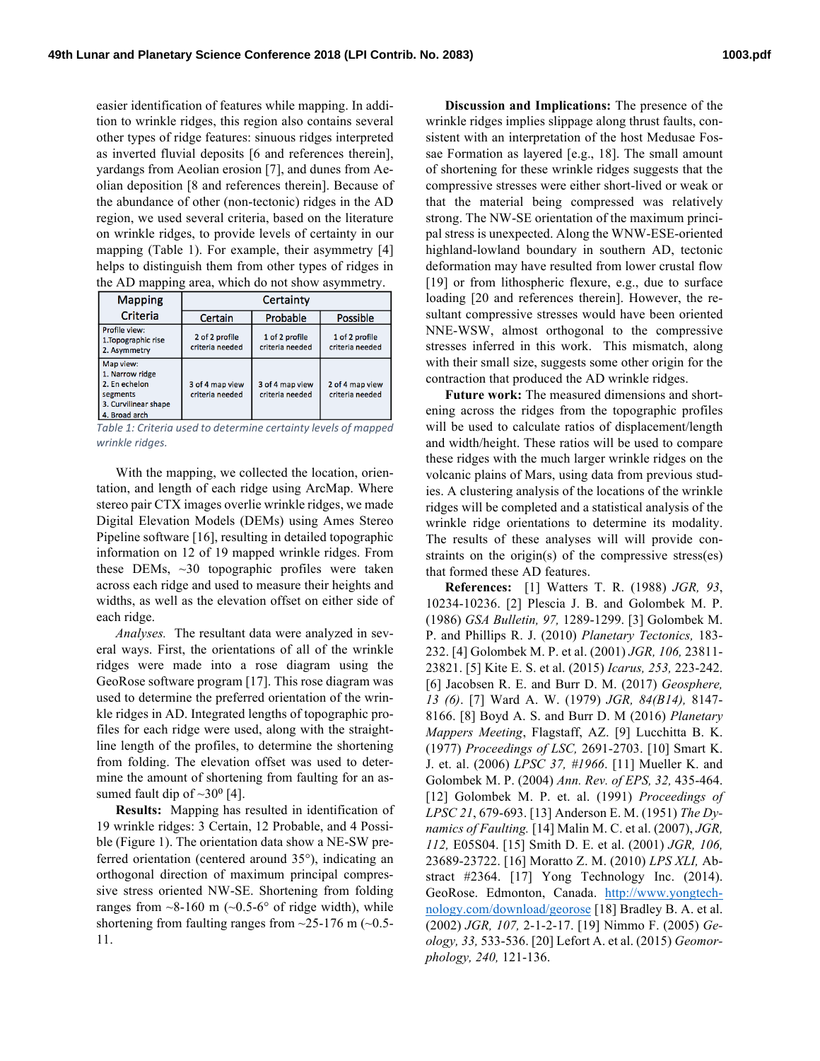easier identification of features while mapping. In addition to wrinkle ridges, this region also contains several other types of ridge features: sinuous ridges interpreted as inverted fluvial deposits [6 and references therein], yardangs from Aeolian erosion [7], and dunes from Aeolian deposition [8 and references therein]. Because of the abundance of other (non-tectonic) ridges in the AD region, we used several criteria, based on the literature on wrinkle ridges, to provide levels of certainty in our mapping (Table 1). For example, their asymmetry [4] helps to distinguish them from other types of ridges in the AD mapping area, which do not show asymmetry.

| Mapping Criteria | Certainty | | |
|---|---|---|---|
| | Certain | Probable | Possible |
| Profile view: 1.Topographic rise 2. Asymmetry | 2 of 2 profile criteria needed | 1 of 2 profile criteria needed | 1 of 2 profile criteria needed |
| Map view: 1. Narrow ridge 2. En echelon segments 3. Curvilinear shape 4. Broad arch | 3 of 4 map view criteria needed | 3 of 4 map view criteria needed | 2 of 4 map view criteria needed |

*Table 1: Criteria used to determine certainty levels of mapped wrinkle ridges.*

With the mapping, we collected the location, orientation, and length of each ridge using ArcMap. Where stereo pair CTX images overlie wrinkle ridges, we made Digital Elevation Models (DEMs) using Ames Stereo Pipeline software [16], resulting in detailed topographic information on 12 of 19 mapped wrinkle ridges. From these DEMs, ~30 topographic profiles were taken across each ridge and used to measure their heights and widths, as well as the elevation offset on either side of each ridge.

*Analyses.* The resultant data were analyzed in several ways. First, the orientations of all of the wrinkle ridges were made into a rose diagram using the GeoRose software program [17]. This rose diagram was used to determine the preferred orientation of the wrinkle ridges in AD. Integrated lengths of topographic profiles for each ridge were used, along with the straight-line length of the profiles, to determine the shortening from folding. The elevation offset was used to determine the amount of shortening from faulting for an assumed fault dip of ~30° [4].

**Results:** Mapping has resulted in identification of 19 wrinkle ridges: 3 Certain, 12 Probable, and 4 Possible (Figure 1). The orientation data show a NE-SW preferred orientation (centered around 35°), indicating an orthogonal direction of maximum principal compressive stress oriented NW-SE. Shortening from folding ranges from ~8-160 m (~0.5-6° of ridge width), while shortening from faulting ranges from ~25-176 m (~0.5-11.

**Discussion and Implications:** The presence of the wrinkle ridges implies slippage along thrust faults, consistent with an interpretation of the host Medusae Fossae Formation as layered [e.g., 18]. The small amount of shortening for these wrinkle ridges suggests that the compressive stresses were either short-lived or weak or that the material being compressed was relatively strong. The NW-SE orientation of the maximum principal stress is unexpected. Along the WNW-ESE-oriented highland-lowland boundary in southern AD, tectonic deformation may have resulted from lower crustal flow [19] or from lithospheric flexure, e.g., due to surface loading [20 and references therein]. However, the resultant compressive stresses would have been oriented NNE-WSW, almost orthogonal to the compressive stresses inferred in this work. This mismatch, along with their small size, suggests some other origin for the contraction that produced the AD wrinkle ridges.

**Future work:** The measured dimensions and shortening across the ridges from the topographic profiles will be used to calculate ratios of displacement/length and width/height. These ratios will be used to compare these ridges with the much larger wrinkle ridges on the volcanic plains of Mars, using data from previous studies. A clustering analysis of the locations of the wrinkle ridges will be completed and a statistical analysis of the wrinkle ridge orientations to determine its modality. The results of these analyses will will provide constraints on the origin(s) of the compressive stress(es) that formed these AD features.

**References:** [1] Watters T. R. (1988) *JGR, 93*, 10234-10236. [2] Plescia J. B. and Golombek M. P. (1986) *GSA Bulletin, 97,* 1289-1299. [3] Golombek M. P. and Phillips R. J. (2010) *Planetary Tectonics,* 183-232. [4] Golombek M. P. et al. (2001) *JGR, 106,* 23811-23821. [5] Kite E. S. et al. (2015) *Icarus, 253,* 223-242. [6] Jacobsen R. E. and Burr D. M. (2017) *Geosphere, 13 (6)*. [7] Ward A. W. (1979) *JGR, 84(B14),* 8147-8166. [8] Boyd A. S. and Burr D. M (2016) *Planetary Mappers Meeting*, Flagstaff, AZ. [9] Lucchitta B. K. (1977) *Proceedings of LSC,* 2691-2703. [10] Smart K. J. et. al. (2006) *LPSC 37, #1966*. [11] Mueller K. and Golombek M. P. (2004) *Ann. Rev. of EPS, 32,* 435-464. [12] Golombek M. P. et. al. (1991) *Proceedings of LPSC 21*, 679-693. [13] Anderson E. M. (1951) *The Dynamics of Faulting.* [14] Malin M. C. et al. (2007), *JGR, 112,* E05S04. [15] Smith D. E. et al. (2001) *JGR, 106,* 23689-23722. [16] Moratto Z. M. (2010) *LPS XLI,* Abstract #2364. [17] Yong Technology Inc. (2014). GeoRose. Edmonton, Canada. http://www.yongtechnology.com/download/georose [18] Bradley B. A. et al. (2002) *JGR, 107,* 2-1-2-17. [19] Nimmo F. (2005) *Geology, 33,* 533-536. [20] Lefort A. et al. (2015) *Geomorphology, 240,* 121-136.